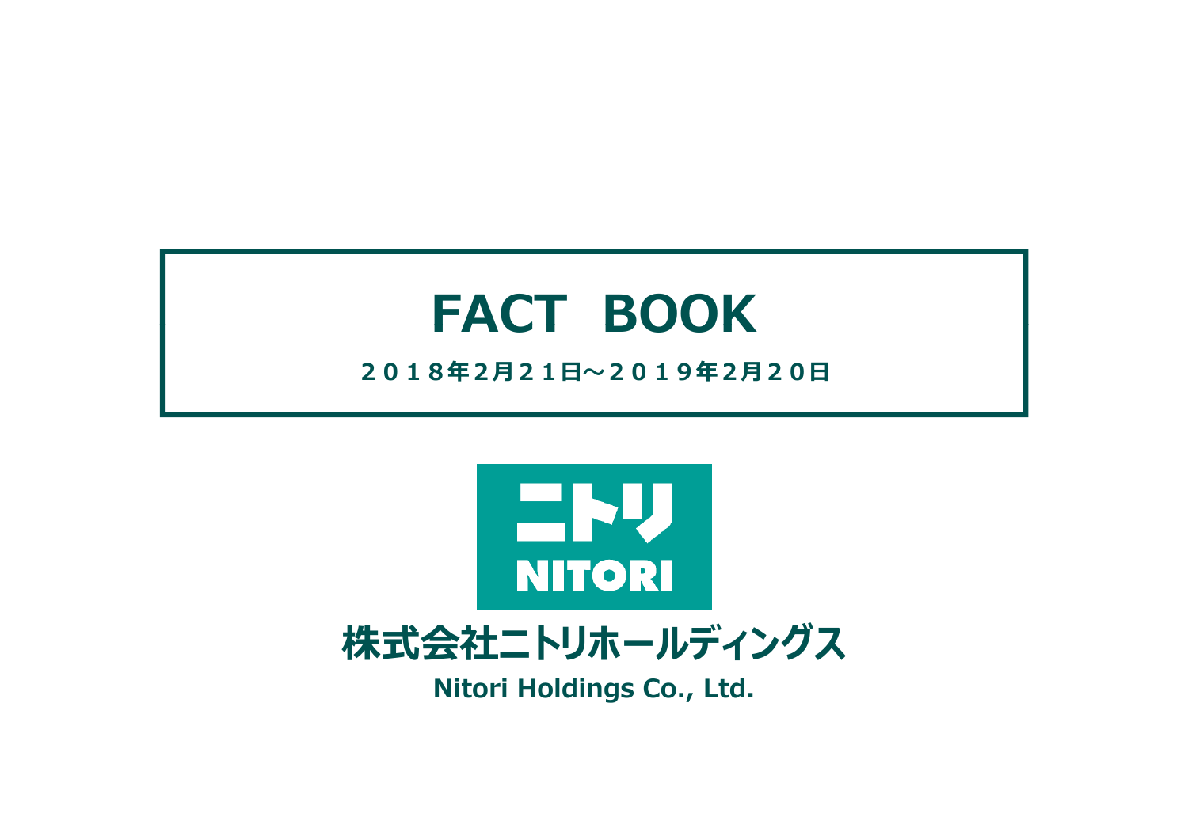# FACT　BOOK

**２０１８年2月２１日～２０１９年2月２０日**

ニトリ
NITORI

**株式会社ニトリホールディングス**

**Nitori Holdings Co., Ltd.**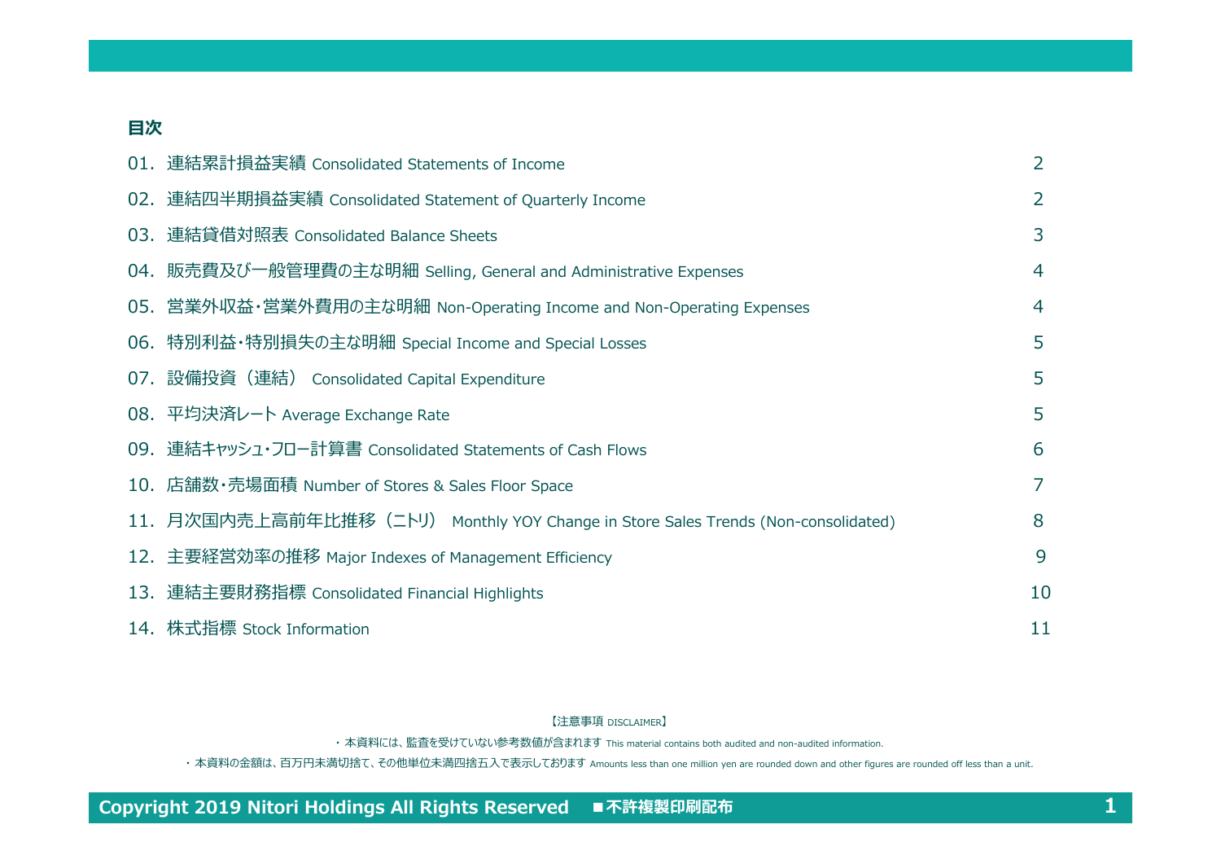## 目次

| | | |
|---|---|---|
| 01. | 連結累計損益実績 Consolidated Statements of Income | 2 |
| 02. | 連結四半期損益実績 Consolidated Statement of Quarterly Income | 2 |
| 03. | 連結貸借対照表 Consolidated Balance Sheets | 3 |
| 04. | 販売費及び一般管理費の主な明細 Selling, General and Administrative Expenses | 4 |
| 05. | 営業外収益・営業外費用の主な明細 Non-Operating Income and Non-Operating Expenses | 4 |
| 06. | 特別利益・特別損失の主な明細 Special Income and Special Losses | 5 |
| 07. | 設備投資（連結） Consolidated Capital Expenditure | 5 |
| 08. | 平均決済レート Average Exchange Rate | 5 |
| 09. | 連結キャッシュ・フロー計算書 Consolidated Statements of Cash Flows | 6 |
| 10. | 店舗数・売場面積 Number of Stores & Sales Floor Space | 7 |
| 11. | 月次国内売上高前年比推移（ニトリ） Monthly YOY Change in Store Sales Trends (Non-consolidated) | 8 |
| 12. | 主要経営効率の推移 Major Indexes of Management Efficiency | 9 |
| 13. | 連結主要財務指標 Consolidated Financial Highlights | 10 |
| 14. | 株式指標 Stock Information | 11 |

【注意事項 DISCLAIMER】

・本資料には、監査を受けていない参考数値が含まれます This material contains both audited and non-audited information.

・本資料の金額は、百万円未満切捨て、その他単位未満四捨五入で表示しております Amounts less than one million yen are rounded down and other figures are rounded off less than a unit.

Copyright 2019 Nitori Holdings All Rights Reserved ■不許複製印刷配布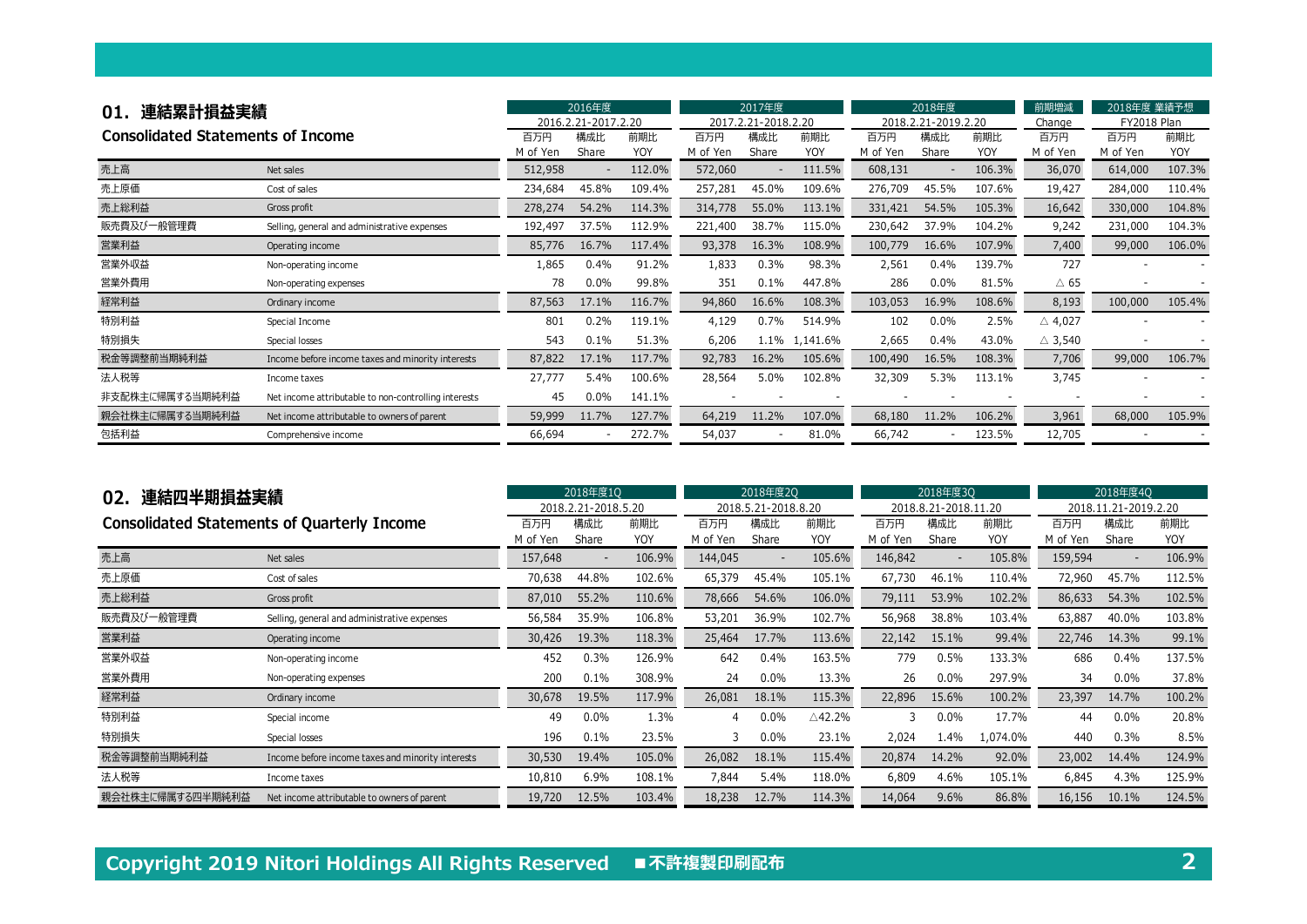## 01. 連結累計損益実績
## Consolidated Statements of Income

| | | 2016年度 2016.2.21-2017.2.20 | | | 2017年度 2017.2.21-2018.2.20 | | | 2018年度 2018.2.21-2019.2.20 | | | 前期増減 Change | 2018年度 業績予想 FY2018 Plan | |
|---|---|---|---|---|---|---|---|---|---|---|---|---|---|
| | | 百万円 M of Yen | 構成比 Share | 前期比 YOY | 百万円 M of Yen | 構成比 Share | 前期比 YOY | 百万円 M of Yen | 構成比 Share | 前期比 YOY | 百万円 M of Yen | 百万円 M of Yen | 前期比 YOY |
| 売上高 | Net sales | 512,958 | - | 112.0% | 572,060 | - | 111.5% | 608,131 | - | 106.3% | 36,070 | 614,000 | 107.3% |
| 売上原価 | Cost of sales | 234,684 | 45.8% | 109.4% | 257,281 | 45.0% | 109.6% | 276,709 | 45.5% | 107.6% | 19,427 | 284,000 | 110.4% |
| 売上総利益 | Gross profit | 278,274 | 54.2% | 114.3% | 314,778 | 55.0% | 113.1% | 331,421 | 54.5% | 105.3% | 16,642 | 330,000 | 104.8% |
| 販売費及び一般管理費 | Selling, general and administrative expenses | 192,497 | 37.5% | 112.9% | 221,400 | 38.7% | 115.0% | 230,642 | 37.9% | 104.2% | 9,242 | 231,000 | 104.3% |
| 営業利益 | Operating income | 85,776 | 16.7% | 117.4% | 93,378 | 16.3% | 108.9% | 100,779 | 16.6% | 107.9% | 7,400 | 99,000 | 106.0% |
| 営業外収益 | Non-operating income | 1,865 | 0.4% | 91.2% | 1,833 | 0.3% | 98.3% | 2,561 | 0.4% | 139.7% | 727 | - | - |
| 営業外費用 | Non-operating expenses | 78 | 0.0% | 99.8% | 351 | 0.1% | 447.8% | 286 | 0.0% | 81.5% | △ 65 | - | - |
| 経常利益 | Ordinary income | 87,563 | 17.1% | 116.7% | 94,860 | 16.6% | 108.3% | 103,053 | 16.9% | 108.6% | 8,193 | 100,000 | 105.4% |
| 特別利益 | Special Income | 801 | 0.2% | 119.1% | 4,129 | 0.7% | 514.9% | 102 | 0.0% | 2.5% | △ 4,027 | - | - |
| 特別損失 | Special losses | 543 | 0.1% | 51.3% | 6,206 | 1.1% | 1,141.6% | 2,665 | 0.4% | 43.0% | △ 3,540 | - | - |
| 税金等調整前当期純利益 | Income before income taxes and minority interests | 87,822 | 17.1% | 117.7% | 92,783 | 16.2% | 105.6% | 100,490 | 16.5% | 108.3% | 7,706 | 99,000 | 106.7% |
| 法人税等 | Income taxes | 27,777 | 5.4% | 100.6% | 28,564 | 5.0% | 102.8% | 32,309 | 5.3% | 113.1% | 3,745 | - | - |
| 非支配株主に帰属する当期純利益 | Net income attributable to non-controlling interests | 45 | 0.0% | 141.1% | - | - | - | - | - | - | - | - | - |
| 親会社株主に帰属する当期純利益 | Net income attributable to owners of parent | 59,999 | 11.7% | 127.7% | 64,219 | 11.2% | 107.0% | 68,180 | 11.2% | 106.2% | 3,961 | 68,000 | 105.9% |
| 包括利益 | Comprehensive income | 66,694 | - | 272.7% | 54,037 | - | 81.0% | 66,742 | - | 123.5% | 12,705 | - | - |

## 02. 連結四半期損益実績
## Consolidated Statements of Quarterly Income

| | | 2018年度1Q 2018.2.21-2018.5.20 | | | 2018年度2Q 2018.5.21-2018.8.20 | | | 2018年度3Q 2018.8.21-2018.11.20 | | | 2018年度4Q 2018.11.21-2019.2.20 | | |
|---|---|---|---|---|---|---|---|---|---|---|---|---|---|
| | | 百万円 M of Yen | 構成比 Share | 前期比 YOY | 百万円 M of Yen | 構成比 Share | 前期比 YOY | 百万円 M of Yen | 構成比 Share | 前期比 YOY | 百万円 M of Yen | 構成比 Share | 前期比 YOY |
| 売上高 | Net sales | 157,648 | - | 106.9% | 144,045 | - | 105.6% | 146,842 | - | 105.8% | 159,594 | - | 106.9% |
| 売上原価 | Cost of sales | 70,638 | 44.8% | 102.6% | 65,379 | 45.4% | 105.1% | 67,730 | 46.1% | 110.4% | 72,960 | 45.7% | 112.5% |
| 売上総利益 | Gross profit | 87,010 | 55.2% | 110.6% | 78,666 | 54.6% | 106.0% | 79,111 | 53.9% | 102.2% | 86,633 | 54.3% | 102.5% |
| 販売費及び一般管理費 | Selling, general and administrative expenses | 56,584 | 35.9% | 106.8% | 53,201 | 36.9% | 102.7% | 56,968 | 38.8% | 103.4% | 63,887 | 40.0% | 103.8% |
| 営業利益 | Operating income | 30,426 | 19.3% | 118.3% | 25,464 | 17.7% | 113.6% | 22,142 | 15.1% | 99.4% | 22,746 | 14.3% | 99.1% |
| 営業外収益 | Non-operating income | 452 | 0.3% | 126.9% | 642 | 0.4% | 163.5% | 779 | 0.5% | 133.3% | 686 | 0.4% | 137.5% |
| 営業外費用 | Non-operating expenses | 200 | 0.1% | 308.9% | 24 | 0.0% | 13.3% | 26 | 0.0% | 297.9% | 34 | 0.0% | 37.8% |
| 経常利益 | Ordinary income | 30,678 | 19.5% | 117.9% | 26,081 | 18.1% | 115.3% | 22,896 | 15.6% | 100.2% | 23,397 | 14.7% | 100.2% |
| 特別利益 | Special income | 49 | 0.0% | 1.3% | 4 | 0.0% | △42.2% | 3 | 0.0% | 17.7% | 44 | 0.0% | 20.8% |
| 特別損失 | Special losses | 196 | 0.1% | 23.5% | 3 | 0.0% | 23.1% | 2,024 | 1.4% | 1,074.0% | 440 | 0.3% | 8.5% |
| 税金等調整前当期純利益 | Income before income taxes and minority interests | 30,530 | 19.4% | 105.0% | 26,082 | 18.1% | 115.4% | 20,874 | 14.2% | 92.0% | 23,002 | 14.4% | 124.9% |
| 法人税等 | Income taxes | 10,810 | 6.9% | 108.1% | 7,844 | 5.4% | 118.0% | 6,809 | 4.6% | 105.1% | 6,845 | 4.3% | 125.9% |
| 親会社株主に帰属する四半期純利益 | Net income attributable to owners of parent | 19,720 | 12.5% | 103.4% | 18,238 | 12.7% | 114.3% | 14,064 | 9.6% | 86.8% | 16,156 | 10.1% | 124.5% |

Copyright 2019 Nitori Holdings All Rights Reserved ■不許複製印刷配布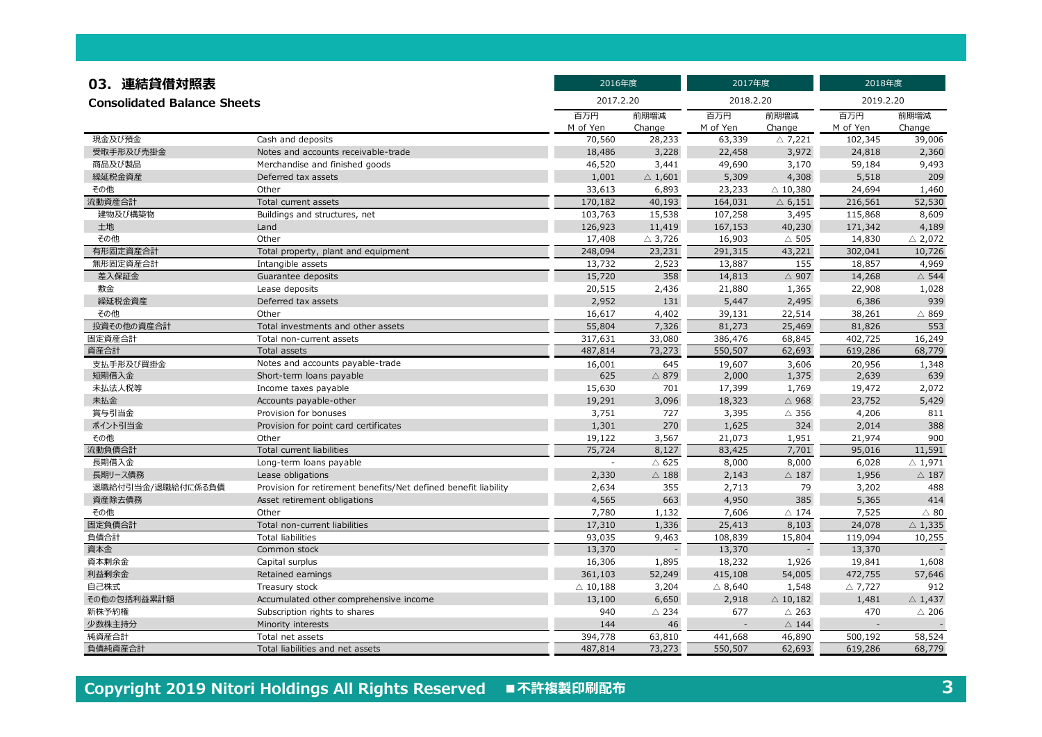## 03. 連結貸借対照表

### Consolidated Balance Sheets

| | | 2016年度 | | 2017年度 | | 2018年度 | |
|---|---|---|---|---|---|---|---|
| | | 2017.2.20 | | 2018.2.20 | | 2019.2.20 | |
| | | 百万円 M of Yen | 前期増減 Change | 百万円 M of Yen | 前期増減 Change | 百万円 M of Yen | 前期増減 Change |
| 現金及び預金 | Cash and deposits | 70,560 | 28,233 | 63,339 | △ 7,221 | 102,345 | 39,006 |
| 受取手形及び売掛金 | Notes and accounts receivable-trade | 18,486 | 3,228 | 22,458 | 3,972 | 24,818 | 2,360 |
| 商品及び製品 | Merchandise and finished goods | 46,520 | 3,441 | 49,690 | 3,170 | 59,184 | 9,493 |
| 繰延税金資産 | Deferred tax assets | 1,001 | △ 1,601 | 5,309 | 4,308 | 5,518 | 209 |
| その他 | Other | 33,613 | 6,893 | 23,233 | △ 10,380 | 24,694 | 1,460 |
| 流動資産合計 | Total current assets | 170,182 | 40,193 | 164,031 | △ 6,151 | 216,561 | 52,530 |
| 建物及び構築物 | Buildings and structures, net | 103,763 | 15,538 | 107,258 | 3,495 | 115,868 | 8,609 |
| 土地 | Land | 126,923 | 11,419 | 167,153 | 40,230 | 171,342 | 4,189 |
| その他 | Other | 17,408 | △ 3,726 | 16,903 | △ 505 | 14,830 | △ 2,072 |
| 有形固定資産合計 | Total property, plant and equipment | 248,094 | 23,231 | 291,315 | 43,221 | 302,041 | 10,726 |
| 無形固定資産合計 | Intangible assets | 13,732 | 2,523 | 13,887 | 155 | 18,857 | 4,969 |
| 差入保証金 | Guarantee deposits | 15,720 | 358 | 14,813 | △ 907 | 14,268 | △ 544 |
| 敷金 | Lease deposits | 20,515 | 2,436 | 21,880 | 1,365 | 22,908 | 1,028 |
| 繰延税金資産 | Deferred tax assets | 2,952 | 131 | 5,447 | 2,495 | 6,386 | 939 |
| その他 | Other | 16,617 | 4,402 | 39,131 | 22,514 | 38,261 | △ 869 |
| 投資その他の資産合計 | Total investments and other assets | 55,804 | 7,326 | 81,273 | 25,469 | 81,826 | 553 |
| 固定資産合計 | Total non-current assets | 317,631 | 33,080 | 386,476 | 68,845 | 402,725 | 16,249 |
| 資産合計 | Total assets | 487,814 | 73,273 | 550,507 | 62,693 | 619,286 | 68,779 |
| 支払手形及び買掛金 | Notes and accounts payable-trade | 16,001 | 645 | 19,607 | 3,606 | 20,956 | 1,348 |
| 短期借入金 | Short-term loans payable | 625 | △ 879 | 2,000 | 1,375 | 2,639 | 639 |
| 未払法人税等 | Income taxes payable | 15,630 | 701 | 17,399 | 1,769 | 19,472 | 2,072 |
| 未払金 | Accounts payable-other | 19,291 | 3,096 | 18,323 | △ 968 | 23,752 | 5,429 |
| 賞与引当金 | Provision for bonuses | 3,751 | 727 | 3,395 | △ 356 | 4,206 | 811 |
| ポイント引当金 | Provision for point card certificates | 1,301 | 270 | 1,625 | 324 | 2,014 | 388 |
| その他 | Other | 19,122 | 3,567 | 21,073 | 1,951 | 21,974 | 900 |
| 流動負債合計 | Total current liabilities | 75,724 | 8,127 | 83,425 | 7,701 | 95,016 | 11,591 |
| 長期借入金 | Long-term loans payable | - | △ 625 | 8,000 | 8,000 | 6,028 | △ 1,971 |
| 長期リース債務 | Lease obligations | 2,330 | △ 188 | 2,143 | △ 187 | 1,956 | △ 187 |
| 退職給付引当金/退職給付に係る負債 | Provision for retirement benefits/Net defined benefit liability | 2,634 | 355 | 2,713 | 79 | 3,202 | 488 |
| 資産除去債務 | Asset retirement obligations | 4,565 | 663 | 4,950 | 385 | 5,365 | 414 |
| その他 | Other | 7,780 | 1,132 | 7,606 | △ 174 | 7,525 | △ 80 |
| 固定負債合計 | Total non-current liabilities | 17,310 | 1,336 | 25,413 | 8,103 | 24,078 | △ 1,335 |
| 負債合計 | Total liabilities | 93,035 | 9,463 | 108,839 | 15,804 | 119,094 | 10,255 |
| 資本金 | Common stock | 13,370 | - | 13,370 | - | 13,370 | - |
| 資本剰余金 | Capital surplus | 16,306 | 1,895 | 18,232 | 1,926 | 19,841 | 1,608 |
| 利益剰余金 | Retained earnings | 361,103 | 52,249 | 415,108 | 54,005 | 472,755 | 57,646 |
| 自己株式 | Treasury stock | △ 10,188 | 3,204 | △ 8,640 | 1,548 | △ 7,727 | 912 |
| その他の包括利益累計額 | Accumulated other comprehensive income | 13,100 | 6,650 | 2,918 | △ 10,182 | 1,481 | △ 1,437 |
| 新株予約権 | Subscription rights to shares | 940 | △ 234 | 677 | △ 263 | 470 | △ 206 |
| 少数株主持分 | Minority interests | 144 | 46 | - | △ 144 | - | - |
| 純資産合計 | Total net assets | 394,778 | 63,810 | 441,668 | 46,890 | 500,192 | 58,524 |
| 負債純資産合計 | Total liabilities and net assets | 487,814 | 73,273 | 550,507 | 62,693 | 619,286 | 68,779 |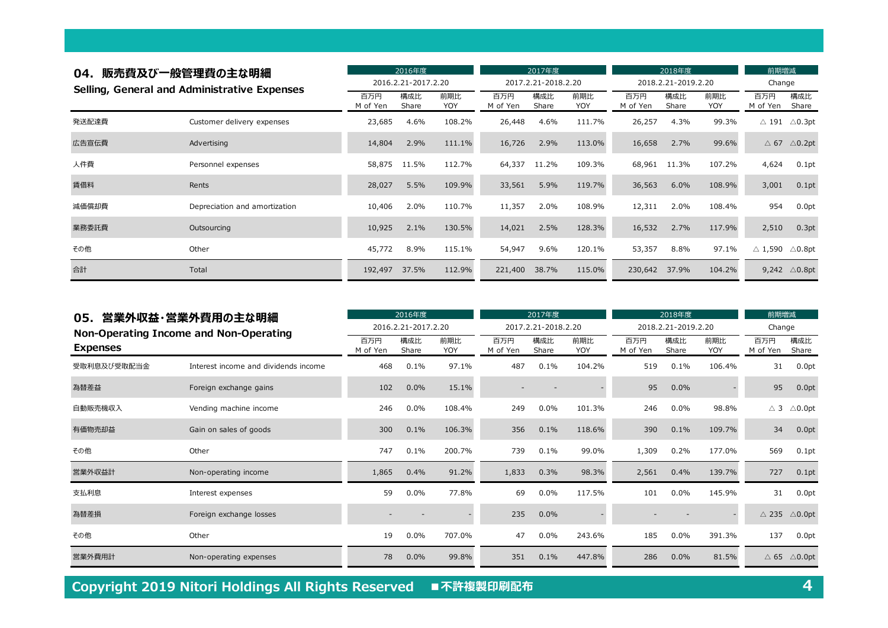## 04. 販売費及び一般管理費の主な明細

### Selling, General and Administrative Expenses

| | | 2016年度 2016.2.21-2017.2.20 | | | 2017年度 2017.2.21-2018.2.20 | | | 2018年度 2018.2.21-2019.2.20 | | | 前期増減 Change | |
|---|---|---|---|---|---|---|---|---|---|---|---|---|
| | | 百万円 M of Yen | 構成比 Share | 前期比 YOY | 百万円 M of Yen | 構成比 Share | 前期比 YOY | 百万円 M of Yen | 構成比 Share | 前期比 YOY | 百万円 M of Yen | 構成比 Share |
| 発送配達費 | Customer delivery expenses | 23,685 | 4.6% | 108.2% | 26,448 | 4.6% | 111.7% | 26,257 | 4.3% | 99.3% | △ 191 | △0.3pt |
| 広告宣伝費 | Advertising | 14,804 | 2.9% | 111.1% | 16,726 | 2.9% | 113.0% | 16,658 | 2.7% | 99.6% | △ 67 | △0.2pt |
| 人件費 | Personnel expenses | 58,875 | 11.5% | 112.7% | 64,337 | 11.2% | 109.3% | 68,961 | 11.3% | 107.2% | 4,624 | 0.1pt |
| 賃借料 | Rents | 28,027 | 5.5% | 109.9% | 33,561 | 5.9% | 119.7% | 36,563 | 6.0% | 108.9% | 3,001 | 0.1pt |
| 減価償却費 | Depreciation and amortization | 10,406 | 2.0% | 110.7% | 11,357 | 2.0% | 108.9% | 12,311 | 2.0% | 108.4% | 954 | 0.0pt |
| 業務委託費 | Outsourcing | 10,925 | 2.1% | 130.5% | 14,021 | 2.5% | 128.3% | 16,532 | 2.7% | 117.9% | 2,510 | 0.3pt |
| その他 | Other | 45,772 | 8.9% | 115.1% | 54,947 | 9.6% | 120.1% | 53,357 | 8.8% | 97.1% | △ 1,590 | △0.8pt |
| 合計 | Total | 192,497 | 37.5% | 112.9% | 221,400 | 38.7% | 115.0% | 230,642 | 37.9% | 104.2% | 9,242 | △0.8pt |

## 05. 営業外収益･営業外費用の主な明細

### Non-Operating Income and Non-Operating Expenses

| | | 2016年度 2016.2.21-2017.2.20 | | | 2017年度 2017.2.21-2018.2.20 | | | 2018年度 2018.2.21-2019.2.20 | | | 前期増減 Change | |
|---|---|---|---|---|---|---|---|---|---|---|---|---|
| | | 百万円 M of Yen | 構成比 Share | 前期比 YOY | 百万円 M of Yen | 構成比 Share | 前期比 YOY | 百万円 M of Yen | 構成比 Share | 前期比 YOY | 百万円 M of Yen | 構成比 Share |
| 受取利息及び受取配当金 | Interest income and dividends income | 468 | 0.1% | 97.1% | 487 | 0.1% | 104.2% | 519 | 0.1% | 106.4% | 31 | 0.0pt |
| 為替差益 | Foreign exchange gains | 102 | 0.0% | 15.1% | - | - | - | 95 | 0.0% | - | 95 | 0.0pt |
| 自動販売機収入 | Vending machine income | 246 | 0.0% | 108.4% | 249 | 0.0% | 101.3% | 246 | 0.0% | 98.8% | △ 3 | △0.0pt |
| 有価物売却益 | Gain on sales of goods | 300 | 0.1% | 106.3% | 356 | 0.1% | 118.6% | 390 | 0.1% | 109.7% | 34 | 0.0pt |
| その他 | Other | 747 | 0.1% | 200.7% | 739 | 0.1% | 99.0% | 1,309 | 0.2% | 177.0% | 569 | 0.1pt |
| 営業外収益計 | Non-operating income | 1,865 | 0.4% | 91.2% | 1,833 | 0.3% | 98.3% | 2,561 | 0.4% | 139.7% | 727 | 0.1pt |
| 支払利息 | Interest expenses | 59 | 0.0% | 77.8% | 69 | 0.0% | 117.5% | 101 | 0.0% | 145.9% | 31 | 0.0pt |
| 為替差損 | Foreign exchange losses | - | - | - | 235 | 0.0% | - | - | - | - | △ 235 | △0.0pt |
| その他 | Other | 19 | 0.0% | 707.0% | 47 | 0.0% | 243.6% | 185 | 0.0% | 391.3% | 137 | 0.0pt |
| 営業外費用計 | Non-operating expenses | 78 | 0.0% | 99.8% | 351 | 0.1% | 447.8% | 286 | 0.0% | 81.5% | △ 65 | △0.0pt |

Copyright 2019 Nitori Holdings All Rights Reserved ■不許複製印刷配布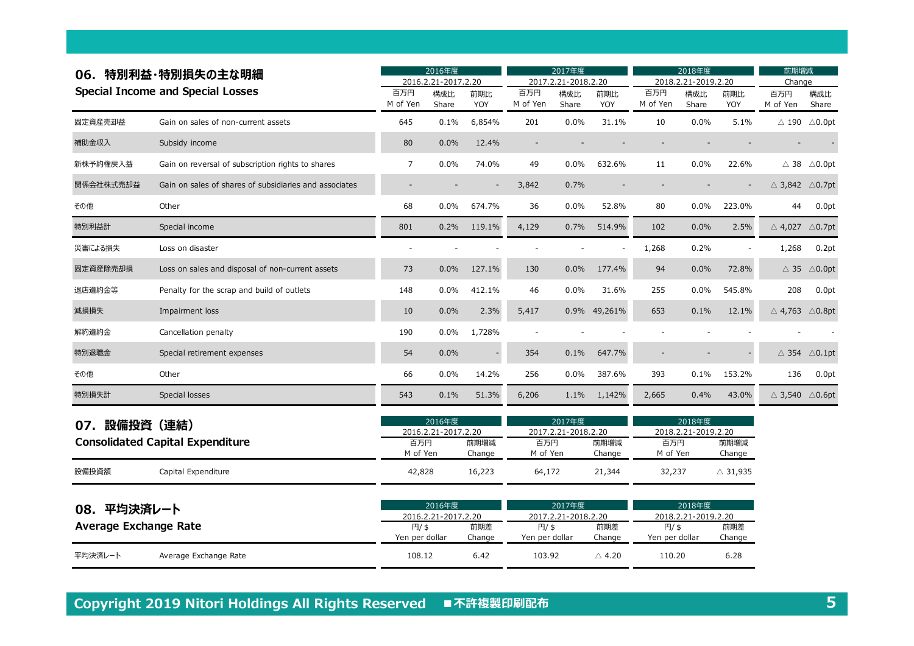## 06. 特別利益・特別損失の主な明細
## Special Income and Special Losses

| | | 2016年度 2016.2.21-2017.2.20 | | | 2017年度 2017.2.21-2018.2.20 | | | 2018年度 2018.2.21-2019.2.20 | | | 前期増減 Change | |
|---|---|---|---|---|---|---|---|---|---|---|---|---|
| | | 百万円 M of Yen | 構成比 Share | 前期比 YOY | 百万円 M of Yen | 構成比 Share | 前期比 YOY | 百万円 M of Yen | 構成比 Share | 前期比 YOY | 百万円 M of Yen | 構成比 Share |
| 固定資産売却益 | Gain on sales of non-current assets | 645 | 0.1% | 6,854% | 201 | 0.0% | 31.1% | 10 | 0.0% | 5.1% | △ 190 | △0.0pt |
| 補助金収入 | Subsidy income | 80 | 0.0% | 12.4% | - | - | - | - | - | - | - | - |
| 新株予約権戻入益 | Gain on reversal of subscription rights to shares | 7 | 0.0% | 74.0% | 49 | 0.0% | 632.6% | 11 | 0.0% | 22.6% | △ 38 | △0.0pt |
| 関係会社株式売却益 | Gain on sales of shares of subsidiaries and associates | - | - | - | 3,842 | 0.7% | - | - | - | - | △ 3,842 | △0.7pt |
| その他 | Other | 68 | 0.0% | 674.7% | 36 | 0.0% | 52.8% | 80 | 0.0% | 223.0% | 44 | 0.0pt |
| 特別利益計 | Special income | 801 | 0.2% | 119.1% | 4,129 | 0.7% | 514.9% | 102 | 0.0% | 2.5% | △ 4,027 | △0.7pt |
| 災害による損失 | Loss on disaster | - | - | - | - | - | - | 1,268 | 0.2% | - | 1,268 | 0.2pt |
| 固定資産除売却損 | Loss on sales and disposal of non-current assets | 73 | 0.0% | 127.1% | 130 | 0.0% | 177.4% | 94 | 0.0% | 72.8% | △ 35 | △0.0pt |
| 退店違約金等 | Penalty for the scrap and build of outlets | 148 | 0.0% | 412.1% | 46 | 0.0% | 31.6% | 255 | 0.0% | 545.8% | 208 | 0.0pt |
| 減損損失 | Impairment loss | 10 | 0.0% | 2.3% | 5,417 | 0.9% | 49,261% | 653 | 0.1% | 12.1% | △ 4,763 | △0.8pt |
| 解約違約金 | Cancellation penalty | 190 | 0.0% | 1,728% | - | - | - | - | - | - | - | - |
| 特別退職金 | Special retirement expenses | 54 | 0.0% | - | 354 | 0.1% | 647.7% | - | - | - | △ 354 | △0.1pt |
| その他 | Other | 66 | 0.0% | 14.2% | 256 | 0.0% | 387.6% | 393 | 0.1% | 153.2% | 136 | 0.0pt |
| 特別損失計 | Special losses | 543 | 0.1% | 51.3% | 6,206 | 1.1% | 1,142% | 2,665 | 0.4% | 43.0% | △ 3,540 | △0.6pt |

## 07. 設備投資（連結）
## Consolidated Capital Expenditure

| | | 2016年度 2016.2.21-2017.2.20 | | 2017年度 2017.2.21-2018.2.20 | | 2018年度 2018.2.21-2019.2.20 | |
|---|---|---|---|---|---|---|---|
| | | 百万円 M of Yen | 前期増減 Change | 百万円 M of Yen | 前期増減 Change | 百万円 M of Yen | 前期増減 Change |
| 設備投資額 | Capital Expenditure | 42,828 | 16,223 | 64,172 | 21,344 | 32,237 | △ 31,935 |

## 08. 平均決済レート
## Average Exchange Rate

| | | 2016年度 2016.2.21-2017.2.20 | | 2017年度 2017.2.21-2018.2.20 | | 2018年度 2018.2.21-2019.2.20 | |
|---|---|---|---|---|---|---|---|
| | | 円/＄ Yen per dollar | 前期差 Change | 円/＄ Yen per dollar | 前期差 Change | 円/＄ Yen per dollar | 前期差 Change |
| 平均決済レート | Average Exchange Rate | 108.12 | 6.42 | 103.92 | △ 4.20 | 110.20 | 6.28 |

Copyright 2019 Nitori Holdings All Rights Reserved ■不許複製印刷配布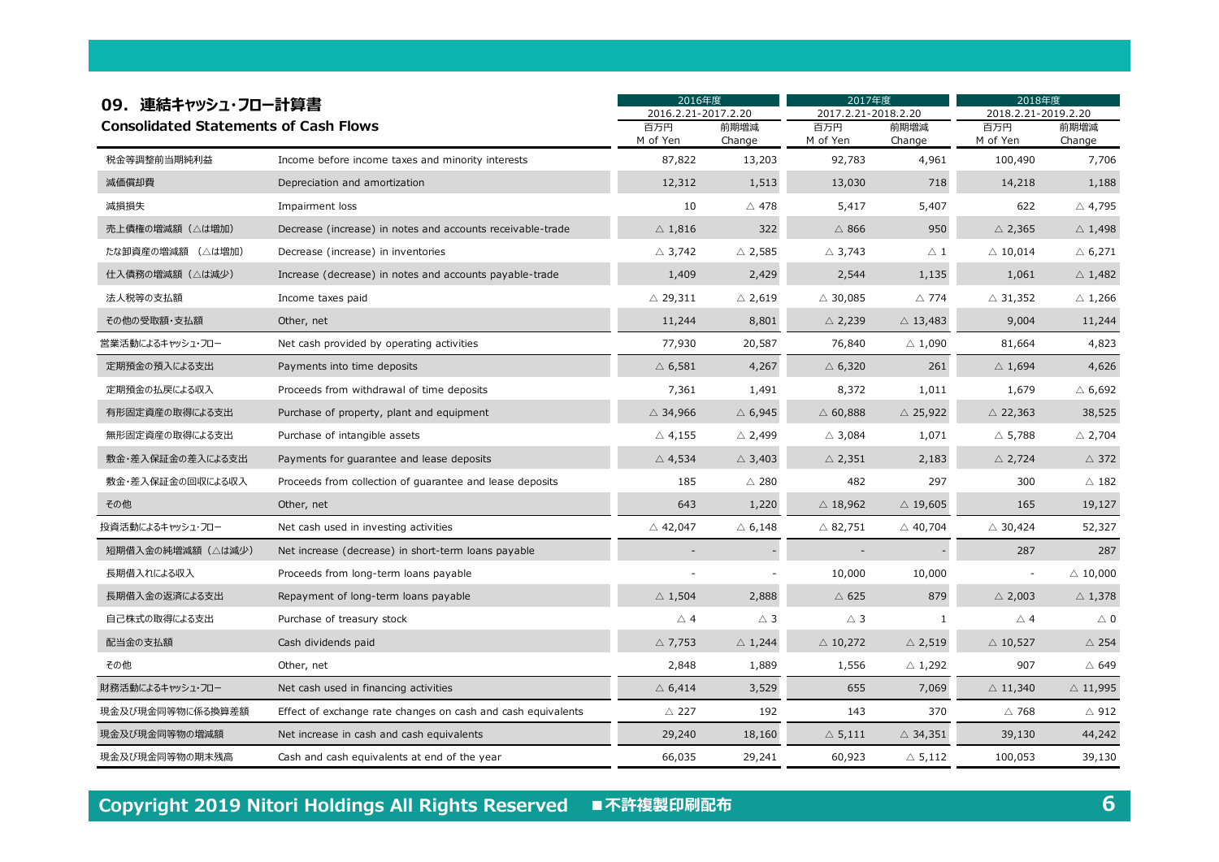## 09. 連結キャッシュ･フロー計算書

## Consolidated Statements of Cash Flows

| | | 2016年度 2016.2.21-2017.2.20 | | 2017年度 2017.2.21-2018.2.20 | | 2018年度 2018.2.21-2019.2.20 | |
|---|---|---|---|---|---|---|---|
| | | 百万円 M of Yen | 前期増減 Change | 百万円 M of Yen | 前期増減 Change | 百万円 M of Yen | 前期増減 Change |
| 税金等調整前当期純利益 | Income before income taxes and minority interests | 87,822 | 13,203 | 92,783 | 4,961 | 100,490 | 7,706 |
| 減価償却費 | Depreciation and amortization | 12,312 | 1,513 | 13,030 | 718 | 14,218 | 1,188 |
| 減損損失 | Impairment loss | 10 | △ 478 | 5,417 | 5,407 | 622 | △ 4,795 |
| 売上債権の増減額（△は増加） | Decrease (increase) in notes and accounts receivable-trade | △ 1,816 | 322 | △ 866 | 950 | △ 2,365 | △ 1,498 |
| たな卸資産の増減額 （△は増加） | Decrease (increase) in inventories | △ 3,742 | △ 2,585 | △ 3,743 | △ 1 | △ 10,014 | △ 6,271 |
| 仕入債務の増減額（△は減少） | Increase (decrease) in notes and accounts payable-trade | 1,409 | 2,429 | 2,544 | 1,135 | 1,061 | △ 1,482 |
| 法人税等の支払額 | Income taxes paid | △ 29,311 | △ 2,619 | △ 30,085 | △ 774 | △ 31,352 | △ 1,266 |
| その他の受取額･支払額 | Other, net | 11,244 | 8,801 | △ 2,239 | △ 13,483 | 9,004 | 11,244 |
| 営業活動によるキャッシュ･フロー | Net cash provided by operating activities | 77,930 | 20,587 | 76,840 | △ 1,090 | 81,664 | 4,823 |
| 定期預金の預入による支出 | Payments into time deposits | △ 6,581 | 4,267 | △ 6,320 | 261 | △ 1,694 | 4,626 |
| 定期預金の払戻による収入 | Proceeds from withdrawal of time deposits | 7,361 | 1,491 | 8,372 | 1,011 | 1,679 | △ 6,692 |
| 有形固定資産の取得による支出 | Purchase of property, plant and equipment | △ 34,966 | △ 6,945 | △ 60,888 | △ 25,922 | △ 22,363 | 38,525 |
| 無形固定資産の取得による支出 | Purchase of intangible assets | △ 4,155 | △ 2,499 | △ 3,084 | 1,071 | △ 5,788 | △ 2,704 |
| 敷金･差入保証金の差入による支出 | Payments for guarantee and lease deposits | △ 4,534 | △ 3,403 | △ 2,351 | 2,183 | △ 2,724 | △ 372 |
| 敷金･差入保証金の回収による収入 | Proceeds from collection of guarantee and lease deposits | 185 | △ 280 | 482 | 297 | 300 | △ 182 |
| その他 | Other, net | 643 | 1,220 | △ 18,962 | △ 19,605 | 165 | 19,127 |
| 投資活動によるキャッシュ･フロー | Net cash used in investing activities | △ 42,047 | △ 6,148 | △ 82,751 | △ 40,704 | △ 30,424 | 52,327 |
| 短期借入金の純増減額（△は減少） | Net increase (decrease) in short-term loans payable | - | - | - | - | 287 | 287 |
| 長期借入れによる収入 | Proceeds from long-term loans payable | - | - | 10,000 | 10,000 | - | △ 10,000 |
| 長期借入金の返済による支出 | Repayment of long-term loans payable | △ 1,504 | 2,888 | △ 625 | 879 | △ 2,003 | △ 1,378 |
| 自己株式の取得による支出 | Purchase of treasury stock | △ 4 | △ 3 | △ 3 | 1 | △ 4 | △ 0 |
| 配当金の支払額 | Cash dividends paid | △ 7,753 | △ 1,244 | △ 10,272 | △ 2,519 | △ 10,527 | △ 254 |
| その他 | Other, net | 2,848 | 1,889 | 1,556 | △ 1,292 | 907 | △ 649 |
| 財務活動によるキャッシュ･フロー | Net cash used in financing activities | △ 6,414 | 3,529 | 655 | 7,069 | △ 11,340 | △ 11,995 |
| 現金及び現金同等物に係る換算差額 | Effect of exchange rate changes on cash and cash equivalents | △ 227 | 192 | 143 | 370 | △ 768 | △ 912 |
| 現金及び現金同等物の増減額 | Net increase in cash and cash equivalents | 29,240 | 18,160 | △ 5,111 | △ 34,351 | 39,130 | 44,242 |
| 現金及び現金同等物の期末残高 | Cash and cash equivalents at end of the year | 66,035 | 29,241 | 60,923 | △ 5,112 | 100,053 | 39,130 |

Copyright 2019 Nitori Holdings All Rights Reserved ■不許複製印刷配布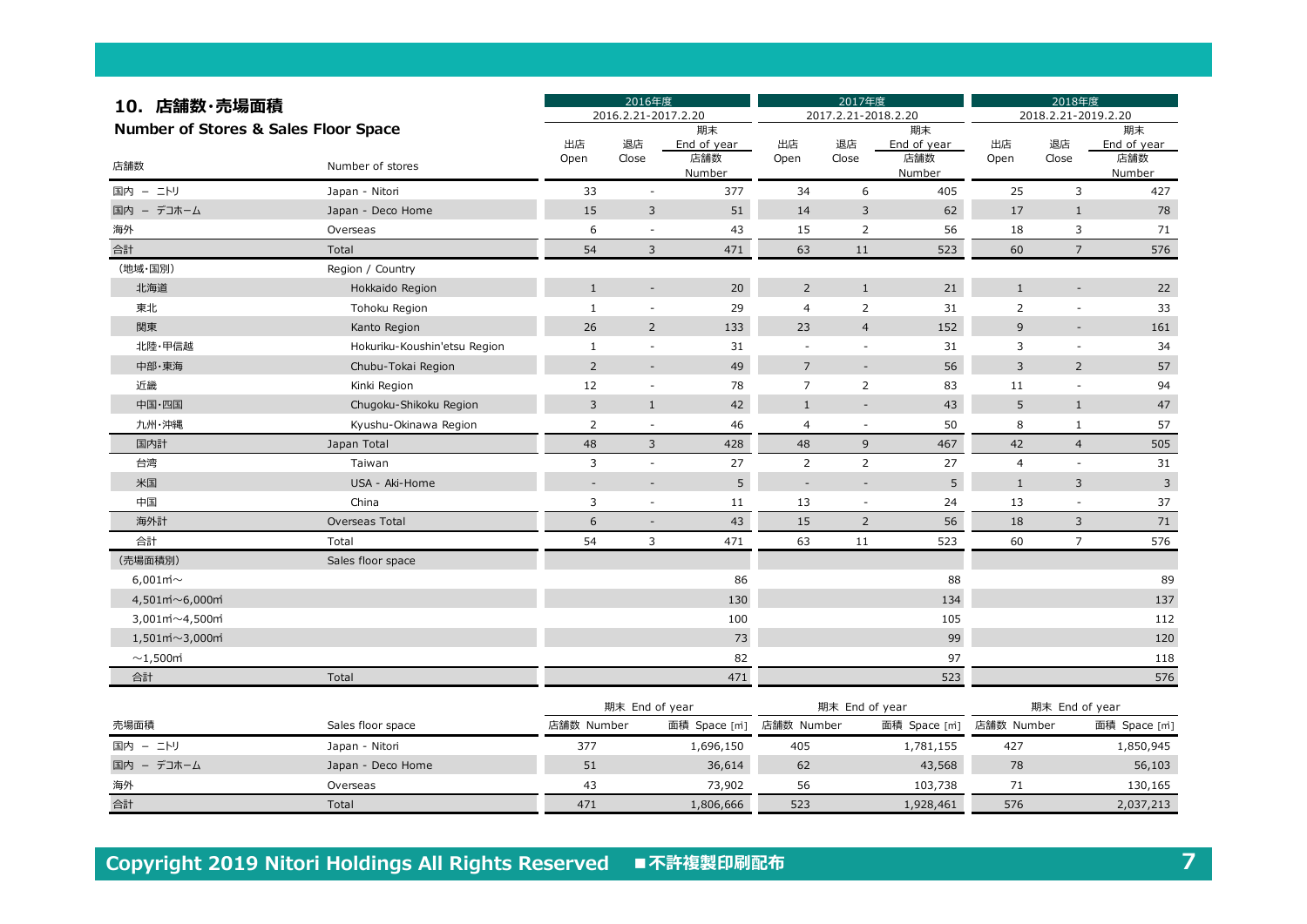## 10. 店舗数･売場面積
## Number of Stores & Sales Floor Space

| 店舗数 | Number of stores | 2016年度 2016.2.21-2017.2.20 出店 Open | 退店 Close | 期末 End of year 店舗数 Number | 2017年度 2017.2.21-2018.2.20 出店 Open | 退店 Close | 期末 End of year 店舗数 Number | 2018年度 2018.2.21-2019.2.20 出店 Open | 退店 Close | 期末 End of year 店舗数 Number |
|---|---|---|---|---|---|---|---|---|---|---|
| 国内 － ニトリ | Japan - Nitori | 33 | - | 377 | 34 | 6 | 405 | 25 | 3 | 427 |
| 国内 － デコホーム | Japan - Deco Home | 15 | 3 | 51 | 14 | 3 | 62 | 17 | 1 | 78 |
| 海外 | Overseas | 6 | - | 43 | 15 | 2 | 56 | 18 | 3 | 71 |
| 合計 | Total | 54 | 3 | 471 | 63 | 11 | 523 | 60 | 7 | 576 |
| （地域･国別） | Region / Country | | | | | | | | | |
| 北海道 | Hokkaido Region | 1 | - | 20 | 2 | 1 | 21 | 1 | - | 22 |
| 東北 | Tohoku Region | 1 | - | 29 | 4 | 2 | 31 | 2 | - | 33 |
| 関東 | Kanto Region | 26 | 2 | 133 | 23 | 4 | 152 | 9 | - | 161 |
| 北陸･甲信越 | Hokuriku-Koushin'etsu Region | 1 | - | 31 | - | - | 31 | 3 | - | 34 |
| 中部･東海 | Chubu-Tokai Region | 2 | - | 49 | 7 | - | 56 | 3 | 2 | 57 |
| 近畿 | Kinki Region | 12 | - | 78 | 7 | 2 | 83 | 11 | - | 94 |
| 中国･四国 | Chugoku-Shikoku Region | 3 | 1 | 42 | 1 | - | 43 | 5 | 1 | 47 |
| 九州･沖縄 | Kyushu-Okinawa Region | 2 | - | 46 | 4 | - | 50 | 8 | 1 | 57 |
| 国内計 | Japan Total | 48 | 3 | 428 | 48 | 9 | 467 | 42 | 4 | 505 |
| 台湾 | Taiwan | 3 | - | 27 | 2 | 2 | 27 | 4 | - | 31 |
| 米国 | USA - Aki-Home | - | - | 5 | - | - | 5 | 1 | 3 | 3 |
| 中国 | China | 3 | - | 11 | 13 | - | 24 | 13 | - | 37 |
| 海外計 | Overseas Total | 6 | - | 43 | 15 | 2 | 56 | 18 | 3 | 71 |
| 合計 | Total | 54 | 3 | 471 | 63 | 11 | 523 | 60 | 7 | 576 |
| （売場面積別） | Sales floor space | | | | | | | | | |
| 6,001㎡～ | | | | 86 | | | 88 | | | 89 |
| 4,501㎡～6,000㎡ | | | | 130 | | | 134 | | | 137 |
| 3,001㎡～4,500㎡ | | | | 100 | | | 105 | | | 112 |
| 1,501㎡～3,000㎡ | | | | 73 | | | 99 | | | 120 |
| ～1,500㎡ | | | | 82 | | | 97 | | | 118 |
| 合計 | Total | | | 471 | | | 523 | | | 576 |

| 売場面積 | Sales floor space | 期末 End of year 店舗数 Number | 面積 Space [㎡] | 期末 End of year 店舗数 Number | 面積 Space [㎡] | 期末 End of year 店舗数 Number | 面積 Space [㎡] |
|---|---|---|---|---|---|---|---|
| 国内 － ニトリ | Japan - Nitori | 377 | 1,696,150 | 405 | 1,781,155 | 427 | 1,850,945 |
| 国内 － デコホーム | Japan - Deco Home | 51 | 36,614 | 62 | 43,568 | 78 | 56,103 |
| 海外 | Overseas | 43 | 73,902 | 56 | 103,738 | 71 | 130,165 |
| 合計 | Total | 471 | 1,806,666 | 523 | 1,928,461 | 576 | 2,037,213 |

Copyright 2019 Nitori Holdings All Rights Reserved ■不許複製印刷配布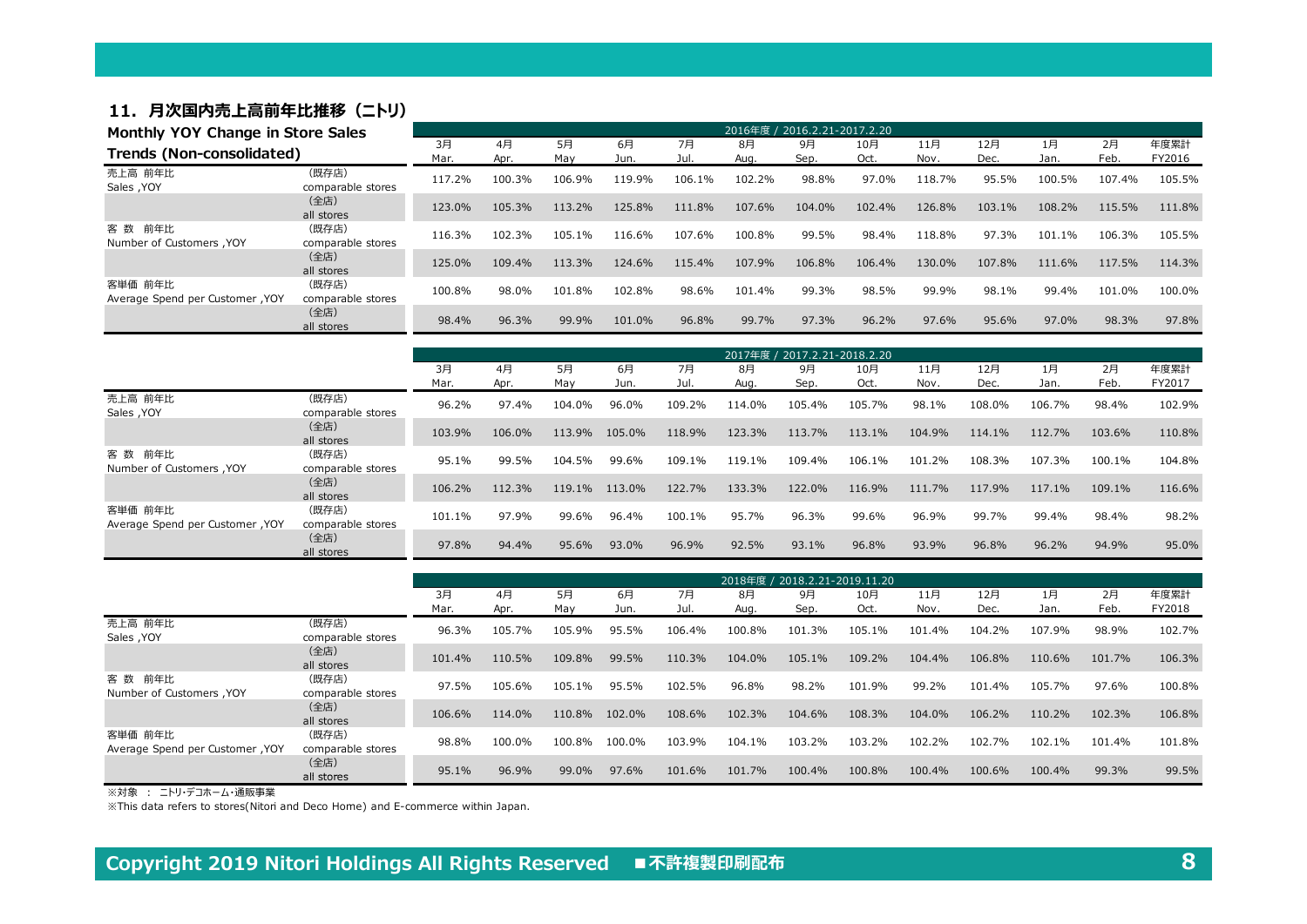## 11．月次国内売上高前年比推移（ニトリ）

**Monthly YOY Change in Store Sales Trends (Non-consolidated)**

| | | 3月 Mar. | 4月 Apr. | 5月 May | 6月 Jun. | 7月 Jul. | 8月 Aug. | 9月 Sep. | 10月 Oct. | 11月 Nov. | 12月 Dec. | 1月 Jan. | 2月 Feb. | 年度累計 FY2016 |
|---|---|---|---|---|---|---|---|---|---|---|---|---|---|---|
| | | 2016年度 / 2016.2.21-2017.2.20 | | | | | | | | | | | | |
| 売上高 前年比 Sales ,YOY | (既存店) comparable stores | 117.2% | 100.3% | 106.9% | 119.9% | 106.1% | 102.2% | 98.8% | 97.0% | 118.7% | 95.5% | 100.5% | 107.4% | 105.5% |
| | (全店) all stores | 123.0% | 105.3% | 113.2% | 125.8% | 111.8% | 107.6% | 104.0% | 102.4% | 126.8% | 103.1% | 108.2% | 115.5% | 111.8% |
| 客 数 前年比 Number of Customers ,YOY | (既存店) comparable stores | 116.3% | 102.3% | 105.1% | 116.6% | 107.6% | 100.8% | 99.5% | 98.4% | 118.8% | 97.3% | 101.1% | 106.3% | 105.5% |
| | (全店) all stores | 125.0% | 109.4% | 113.3% | 124.6% | 115.4% | 107.9% | 106.8% | 106.4% | 130.0% | 107.8% | 111.6% | 117.5% | 114.3% |
| 客単価 前年比 Average Spend per Customer ,YOY | (既存店) comparable stores | 100.8% | 98.0% | 101.8% | 102.8% | 98.6% | 101.4% | 99.3% | 98.5% | 99.9% | 98.1% | 99.4% | 101.0% | 100.0% |
| | (全店) all stores | 98.4% | 96.3% | 99.9% | 101.0% | 96.8% | 99.7% | 97.3% | 96.2% | 97.6% | 95.6% | 97.0% | 98.3% | 97.8% |

| | | 3月 Mar. | 4月 Apr. | 5月 May | 6月 Jun. | 7月 Jul. | 8月 Aug. | 9月 Sep. | 10月 Oct. | 11月 Nov. | 12月 Dec. | 1月 Jan. | 2月 Feb. | 年度累計 FY2017 |
|---|---|---|---|---|---|---|---|---|---|---|---|---|---|---|
| | | 2017年度 / 2017.2.21-2018.2.20 | | | | | | | | | | | | |
| 売上高 前年比 Sales ,YOY | (既存店) comparable stores | 96.2% | 97.4% | 104.0% | 96.0% | 109.2% | 114.0% | 105.4% | 105.7% | 98.1% | 108.0% | 106.7% | 98.4% | 102.9% |
| | (全店) all stores | 103.9% | 106.0% | 113.9% | 105.0% | 118.9% | 123.3% | 113.7% | 113.1% | 104.9% | 114.1% | 112.7% | 103.6% | 110.8% |
| 客 数 前年比 Number of Customers ,YOY | (既存店) comparable stores | 95.1% | 99.5% | 104.5% | 99.6% | 109.1% | 119.1% | 109.4% | 106.1% | 101.2% | 108.3% | 107.3% | 100.1% | 104.8% |
| | (全店) all stores | 106.2% | 112.3% | 119.1% | 113.0% | 122.7% | 133.3% | 122.0% | 116.9% | 111.7% | 117.9% | 117.1% | 109.1% | 116.6% |
| 客単価 前年比 Average Spend per Customer ,YOY | (既存店) comparable stores | 101.1% | 97.9% | 99.6% | 96.4% | 100.1% | 95.7% | 96.3% | 99.6% | 96.9% | 99.7% | 99.4% | 98.4% | 98.2% |
| | (全店) all stores | 97.8% | 94.4% | 95.6% | 93.0% | 96.9% | 92.5% | 93.1% | 96.8% | 93.9% | 96.8% | 96.2% | 94.9% | 95.0% |

| | | 3月 Mar. | 4月 Apr. | 5月 May | 6月 Jun. | 7月 Jul. | 8月 Aug. | 9月 Sep. | 10月 Oct. | 11月 Nov. | 12月 Dec. | 1月 Jan. | 2月 Feb. | 年度累計 FY2018 |
|---|---|---|---|---|---|---|---|---|---|---|---|---|---|---|
| | | 2018年度 / 2018.2.21-2019.11.20 | | | | | | | | | | | | |
| 売上高 前年比 Sales ,YOY | (既存店) comparable stores | 96.3% | 105.7% | 105.9% | 95.5% | 106.4% | 100.8% | 101.3% | 105.1% | 101.4% | 104.2% | 107.9% | 98.9% | 102.7% |
| | (全店) all stores | 101.4% | 110.5% | 109.8% | 99.5% | 110.3% | 104.0% | 105.1% | 109.2% | 104.4% | 106.8% | 110.6% | 101.7% | 106.3% |
| 客 数 前年比 Number of Customers ,YOY | (既存店) comparable stores | 97.5% | 105.6% | 105.1% | 95.5% | 102.5% | 96.8% | 98.2% | 101.9% | 99.2% | 101.4% | 105.7% | 97.6% | 100.8% |
| | (全店) all stores | 106.6% | 114.0% | 110.8% | 102.0% | 108.6% | 102.3% | 104.6% | 108.3% | 104.0% | 106.2% | 110.2% | 102.3% | 106.8% |
| 客単価 前年比 Average Spend per Customer ,YOY | (既存店) comparable stores | 98.8% | 100.0% | 100.8% | 100.0% | 103.9% | 104.1% | 103.2% | 103.2% | 102.2% | 102.7% | 102.1% | 101.4% | 101.8% |
| | (全店) all stores | 95.1% | 96.9% | 99.0% | 97.6% | 101.6% | 101.7% | 100.4% | 100.8% | 100.4% | 100.6% | 100.4% | 99.3% | 99.5% |

※対象 ： ニトリ･デコホーム･通販事業

※This data refers to stores(Nitori and Deco Home) and E-commerce within Japan.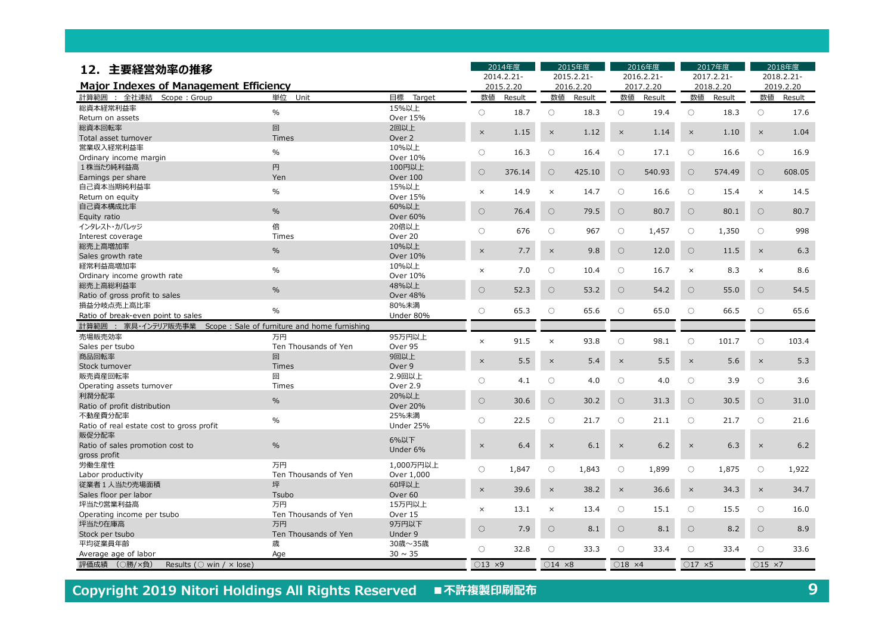## 12. 主要経営効率の推移

### Major Indexes of Management Efficiency

| 計算範囲 ： 全社連結 Scope：Group | 単位 Unit | 目標 Target | 2014年度 2014.2.21-2015.2.20 数値 Result | | 2015年度 2015.2.21-2016.2.20 数値 Result | | 2016年度 2016.2.21-2017.2.20 数値 Result | | 2017年度 2017.2.21-2018.2.20 数値 Result | | 2018年度 2018.2.21-2019.2.20 数値 Result | |
|---|---|---|---|---|---|---|---|---|---|---|---|---|
| 総資本経常利益率 Return on assets | % | 15%以上 Over 15% | ○ | 18.7 | ○ | 18.3 | ○ | 19.4 | ○ | 18.3 | ○ | 17.6 |
| 総資本回転率 Total asset turnover | 回 Times | 2回以上 Over 2 | × | 1.15 | × | 1.12 | × | 1.14 | × | 1.10 | × | 1.04 |
| 営業収入経常利益率 Ordinary income margin | % | 10%以上 Over 10% | ○ | 16.3 | ○ | 16.4 | ○ | 17.1 | ○ | 16.6 | ○ | 16.9 |
| １株当たり純利益高 Earnings per share | 円 Yen | 100円以上 Over 100 | ○ | 376.14 | ○ | 425.10 | ○ | 540.93 | ○ | 574.49 | ○ | 608.05 |
| 自己資本当期純利益率 Return on equity | % | 15%以上 Over 15% | × | 14.9 | × | 14.7 | ○ | 16.6 | ○ | 15.4 | × | 14.5 |
| 自己資本構成比率 Equity ratio | % | 60%以上 Over 60% | ○ | 76.4 | ○ | 79.5 | ○ | 80.7 | ○ | 80.1 | ○ | 80.7 |
| インタレスト・カバレッジ Interest coverage | 倍 Times | 20倍以上 Over 20 | ○ | 676 | ○ | 967 | ○ | 1,457 | ○ | 1,350 | ○ | 998 |
| 総売上高増加率 Sales growth rate | % | 10%以上 Over 10% | × | 7.7 | × | 9.8 | ○ | 12.0 | ○ | 11.5 | × | 6.3 |
| 経常利益高増加率 Ordinary income growth rate | % | 10%以上 Over 10% | × | 7.0 | ○ | 10.4 | ○ | 16.7 | × | 8.3 | × | 8.6 |
| 総売上高総利益率 Ratio of gross profit to sales | % | 48%以上 Over 48% | ○ | 52.3 | ○ | 53.2 | ○ | 54.2 | ○ | 55.0 | ○ | 54.5 |
| 損益分岐点売上高比率 Ratio of break-even point to sales | % | 80%未満 Under 80% | ○ | 65.3 | ○ | 65.6 | ○ | 65.0 | ○ | 66.5 | ○ | 65.6 |
| **計算範囲 ： 家具・インテリア販売事業 Scope：Sale of furniture and home furnishing** | | | | | | | | | | | | |
| 売場販売効率 Sales per tsubo | 万円 Ten Thousands of Yen | 95万円以上 Over 95 | × | 91.5 | × | 93.8 | ○ | 98.1 | ○ | 101.7 | ○ | 103.4 |
| 商品回転率 Stock turnover | 回 Times | 9回以上 Over 9 | × | 5.5 | × | 5.4 | × | 5.5 | × | 5.6 | × | 5.3 |
| 販売資産回転率 Operating assets turnover | 回 Times | 2.9回以上 Over 2.9 | ○ | 4.1 | ○ | 4.0 | ○ | 4.0 | ○ | 3.9 | ○ | 3.6 |
| 利潤分配率 Ratio of profit distribution | % | 20%以上 Over 20% | ○ | 30.6 | ○ | 30.2 | ○ | 31.3 | ○ | 30.5 | ○ | 31.0 |
| 不動産費分配率 Ratio of real estate cost to gross profit | % | 25%未満 Under 25% | ○ | 22.5 | ○ | 21.7 | ○ | 21.1 | ○ | 21.7 | ○ | 21.6 |
| 販促分配率 Ratio of sales promotion cost to gross profit | % | 6%以下 Under 6% | × | 6.4 | × | 6.1 | × | 6.2 | × | 6.3 | × | 6.2 |
| 労働生産性 Labor productivity | 万円 Ten Thousands of Yen | 1,000万円以上 Over 1,000 | ○ | 1,847 | ○ | 1,843 | ○ | 1,899 | ○ | 1,875 | ○ | 1,922 |
| 従業者１人当たり売場面積 Sales floor per labor | 坪 Tsubo | 60坪以上 Over 60 | × | 39.6 | × | 38.2 | × | 36.6 | × | 34.3 | × | 34.7 |
| 坪当たり営業利益高 Operating income per tsubo | 万円 Ten Thousands of Yen | 15万円以上 Over 15 | × | 13.1 | × | 13.4 | ○ | 15.1 | ○ | 15.5 | ○ | 16.0 |
| 坪当たり在庫高 Stock per tsubo | 万円 Ten Thousands of Yen | 9万円以下 Under 9 | ○ | 7.9 | ○ | 8.1 | ○ | 8.1 | ○ | 8.2 | ○ | 8.9 |
| 平均従業員年齢 Average age of labor | 歳 Age | 30歳～35歳 30 ~ 35 | ○ | 32.8 | ○ | 33.3 | ○ | 33.4 | ○ | 33.4 | ○ | 33.6 |
| 評価成績 （○勝/×負） Results (○ win / × lose) | | | ○13 ×9 | | ○14 ×8 | | ○18 ×4 | | ○17 ×5 | | ○15 ×7 | |

■不許複製印刷配布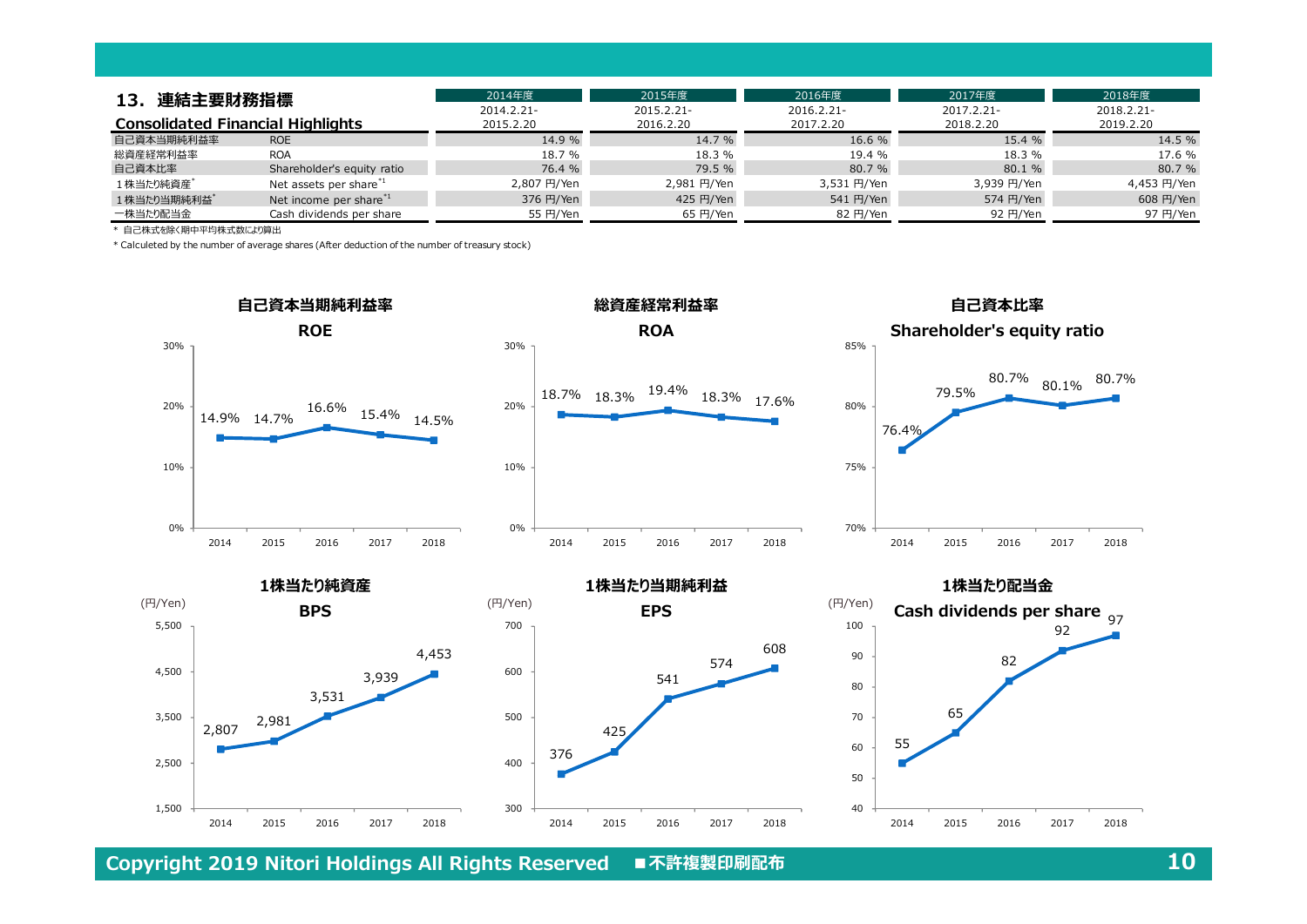## 13. 連結主要財務指標

### Consolidated Financial Highlights

| | | 2014年度<br>2014.2.21-<br>2015.2.20 | 2015年度<br>2015.2.21-<br>2016.2.20 | 2016年度<br>2016.2.21-<br>2017.2.20 | 2017年度<br>2017.2.21-<br>2018.2.20 | 2018年度<br>2018.2.21-<br>2019.2.20 |
|---|---|---|---|---|---|---|
| 自己資本当期純利益率 | ROE | 14.9 % | 14.7 % | 16.6 % | 15.4 % | 14.5 % |
| 総資産経常利益率 | ROA | 18.7 % | 18.3 % | 19.4 % | 18.3 % | 17.6 % |
| 自己資本比率 | Shareholder's equity ratio | 76.4 % | 79.5 % | 80.7 % | 80.1 % | 80.7 % |
| 1株当たり純資産* | Net assets per share*1 | 2,807 円/Yen | 2,981 円/Yen | 3,531 円/Yen | 3,939 円/Yen | 4,453 円/Yen |
| 1株当たり当期純利益* | Net income per share*1 | 376 円/Yen | 425 円/Yen | 541 円/Yen | 574 円/Yen | 608 円/Yen |
| 一株当たり配当金 | Cash dividends per share | 55 円/Yen | 65 円/Yen | 82 円/Yen | 92 円/Yen | 97 円/Yen |

* 自己株式を除く期中平均株式数により算出

* Calculeted by the number of average shares (After deduction of the number of treasury stock)

**自己資本当期純利益率 ROE**

| 2014 | 2015 | 2016 | 2017 | 2018 |
|---|---|---|---|---|
| 14.9% | 14.7% | 16.6% | 15.4% | 14.5% |

**総資産経常利益率 ROA**

| 2014 | 2015 | 2016 | 2017 | 2018 |
|---|---|---|---|---|
| 18.7% | 18.3% | 19.4% | 18.3% | 17.6% |

**自己資本比率 Shareholder's equity ratio**

| 2014 | 2015 | 2016 | 2017 | 2018 |
|---|---|---|---|---|
| 76.4% | 79.5% | 80.7% | 80.1% | 80.7% |

**1株当たり純資産 BPS** (円/Yen)

| 2014 | 2015 | 2016 | 2017 | 2018 |
|---|---|---|---|---|
| 2,807 | 2,981 | 3,531 | 3,939 | 4,453 |

**1株当たり当期純利益 EPS** (円/Yen)

| 2014 | 2015 | 2016 | 2017 | 2018 |
|---|---|---|---|---|
| 376 | 425 | 541 | 574 | 608 |

**1株当たり配当金 Cash dividends per share** (円/Yen)

| 2014 | 2015 | 2016 | 2017 | 2018 |
|---|---|---|---|---|
| 55 | 65 | 82 | 92 | 97 |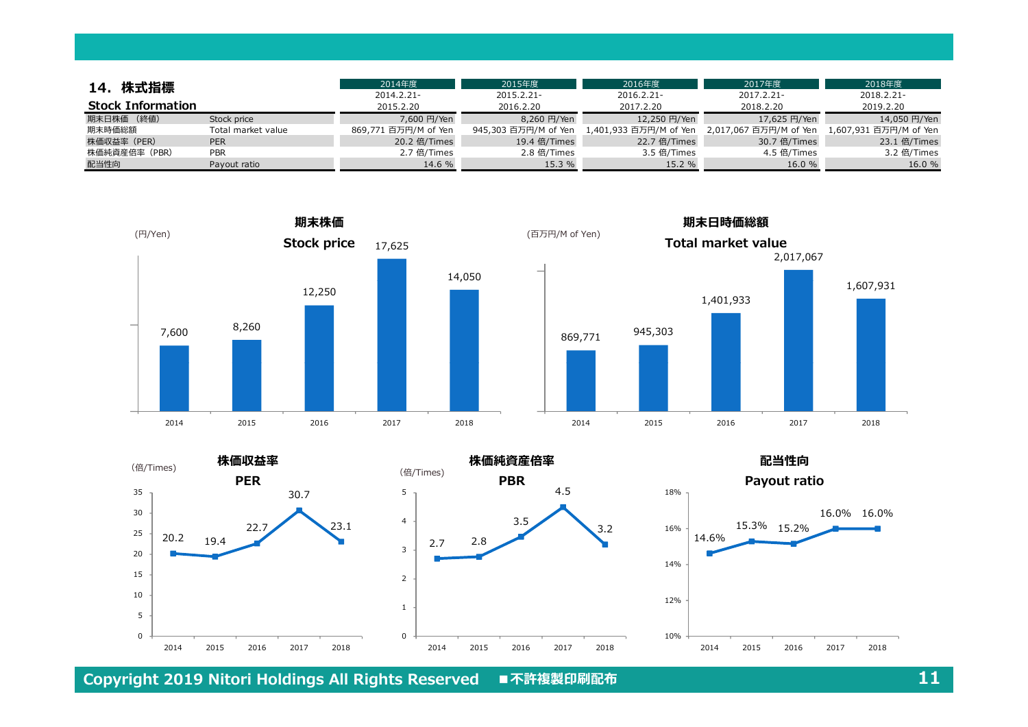## 14. 株式指標

## Stock Information

| | | 2014年度 2014.2.21- 2015.2.20 | 2015年度 2015.2.21- 2016.2.20 | 2016年度 2016.2.21- 2017.2.20 | 2017年度 2017.2.21- 2018.2.20 | 2018年度 2018.2.21- 2019.2.20 |
|---|---|---|---|---|---|---|
| 期末日株価　(終値) | Stock price | 7,600 円/Yen | 8,260 円/Yen | 12,250 円/Yen | 17,625 円/Yen | 14,050 円/Yen |
| 期末時価総額 | Total market value | 869,771 百万円/M of Yen | 945,303 百万円/M of Yen | 1,401,933 百万円/M of Yen | 2,017,067 百万円/M of Yen | 1,607,931 百万円/M of Yen |
| 株価収益率 (PER) | PER | 20.2 倍/Times | 19.4 倍/Times | 22.7 倍/Times | 30.7 倍/Times | 23.1 倍/Times |
| 株価純資産倍率 (PBR) | PBR | 2.7 倍/Times | 2.8 倍/Times | 3.5 倍/Times | 4.5 倍/Times | 3.2 倍/Times |
| 配当性向 | Payout ratio | 14.6 % | 15.3 % | 15.2 % | 16.0 % | 16.0 % |

期末株価
Stock price
(円/Yen)
7,600 8,260 12,250 17,625 14,050
2014 2015 2016 2017 2018

期末日時価総額
Total market value
(百万円/M of Yen)
869,771 945,303 1,401,933 2,017,067 1,607,931
2014 2015 2016 2017 2018

株価収益率
PER
(倍/Times)
20.2 19.4 22.7 30.7 23.1
2014 2015 2016 2017 2018

株価純資産倍率
PBR
(倍/Times)
2.7 2.8 3.5 4.5 3.2
2014 2015 2016 2017 2018

配当性向
Payout ratio
14.6% 15.3% 15.2% 16.0% 16.0%
2014 2015 2016 2017 2018

Copyright 2019 Nitori Holdings All Rights Reserved ■不許複製印刷配布